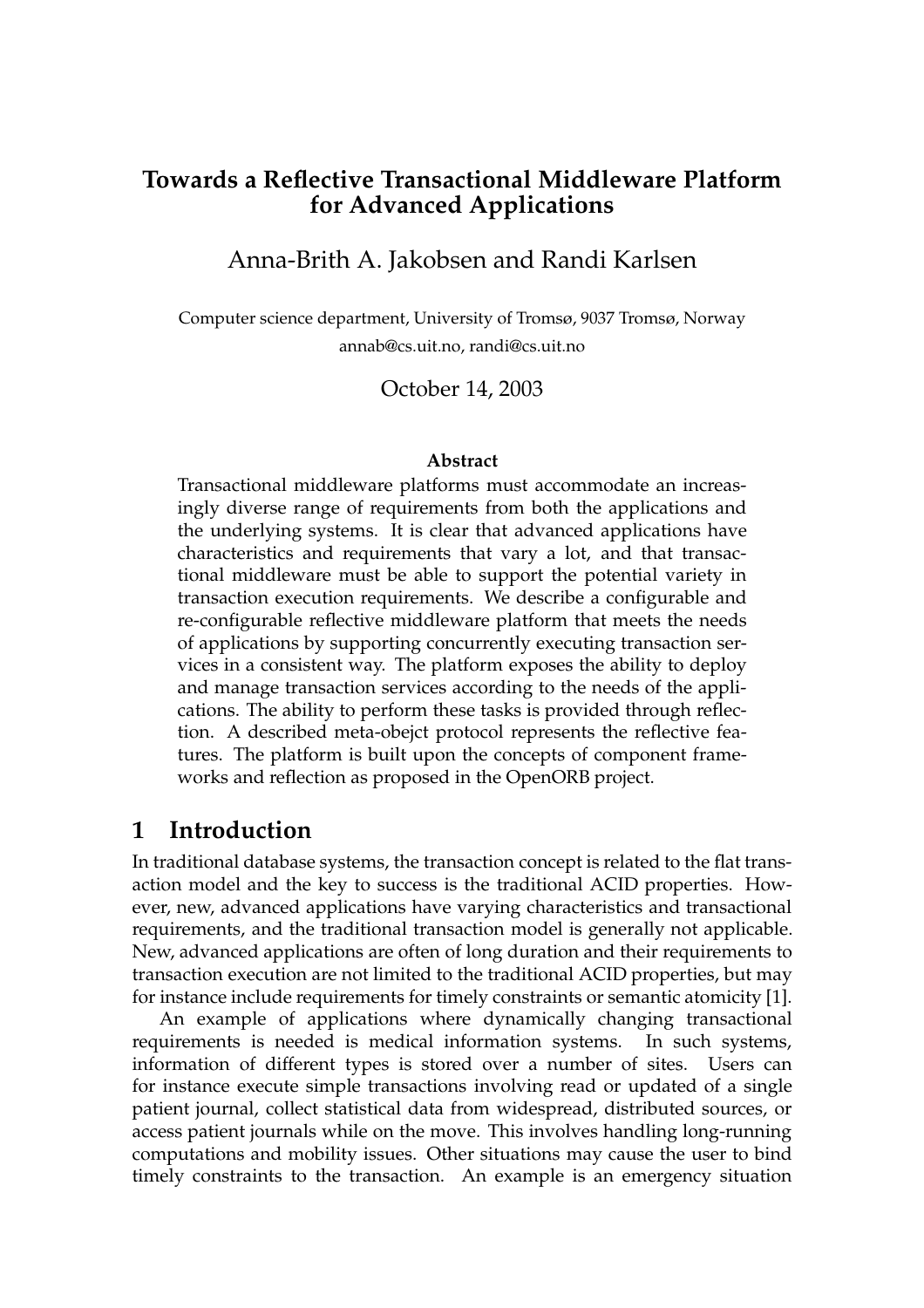# Towards a Reflective Transactional Middleware Platform for Advanced Applications

Anna-Brith A. Jakobsen and Randi Karlsen

Computer science department, University of Tromsø, 9037 Tromsø, Norway

annab@cs.uit.no, randi@cs.uit.no

October 14, 2003

**Abstract**

Transactional middleware platforms must accommodate an increasingly diverse range of requirements from both the applications and the underlying systems. It is clear that advanced applications have characteristics and requirements that vary a lot, and that transactional middleware must be able to support the potential variety in transaction execution requirements. We describe a configurable and re-configurable reflective middleware platform that meets the needs of applications by supporting concurrently executing transaction services in a consistent way. The platform exposes the ability to deploy and manage transaction services according to the needs of the applications. The ability to perform these tasks is provided through reflection. A described meta-obejct protocol represents the reflective features. The platform is built upon the concepts of component frameworks and reflection as proposed in the OpenORB project.

## 1 Introduction

In traditional database systems, the transaction concept is related to the flat transaction model and the key to success is the traditional ACID properties. However, new, advanced applications have varying characteristics and transactional requirements, and the traditional transaction model is generally not applicable. New, advanced applications are often of long duration and their requirements to transaction execution are not limited to the traditional ACID properties, but may for instance include requirements for timely constraints or semantic atomicity [1].

An example of applications where dynamically changing transactional requirements is needed is medical information systems. In such systems, information of different types is stored over a number of sites. Users can for instance execute simple transactions involving read or updated of a single patient journal, collect statistical data from widespread, distributed sources, or access patient journals while on the move. This involves handling long-running computations and mobility issues. Other situations may cause the user to bind timely constraints to the transaction. An example is an emergency situation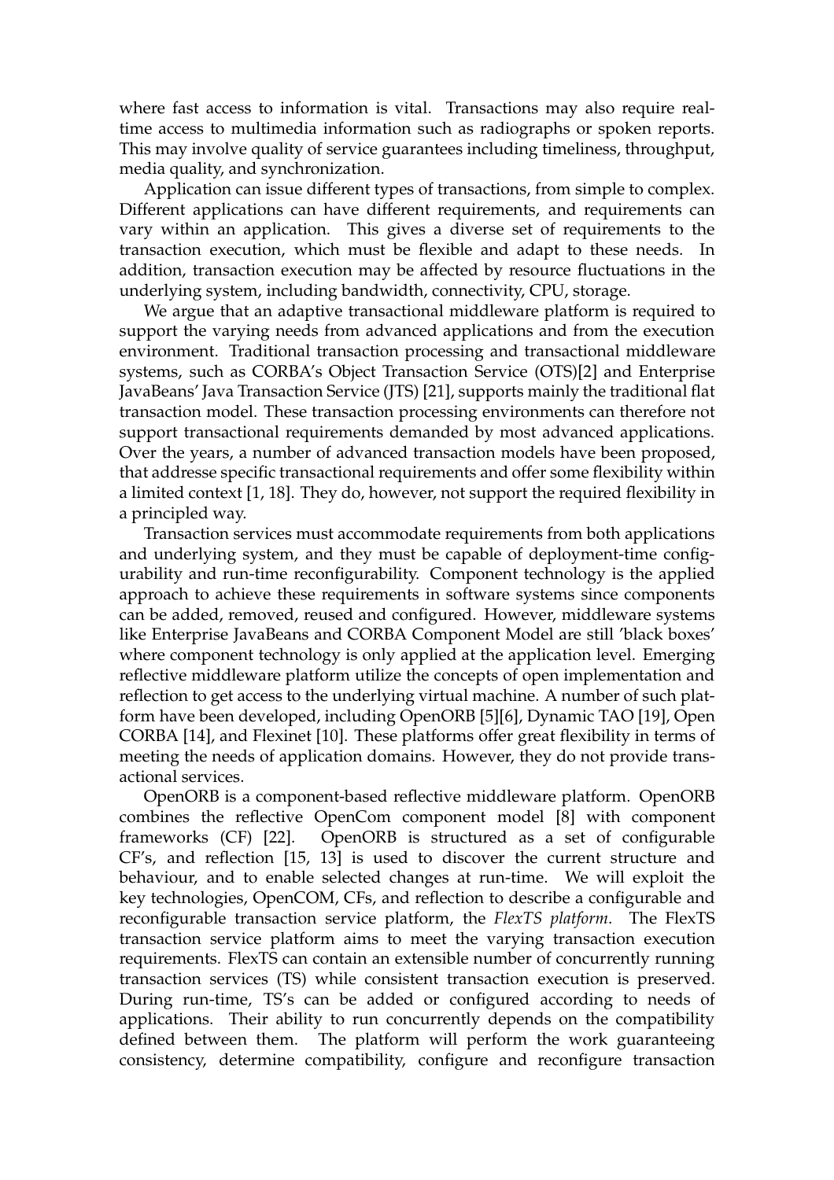where fast access to information is vital. Transactions may also require real-time access to multimedia information such as radiographs or spoken reports. This may involve quality of service guarantees including timeliness, throughput, media quality, and synchronization.

Application can issue different types of transactions, from simple to complex. Different applications can have different requirements, and requirements can vary within an application. This gives a diverse set of requirements to the transaction execution, which must be flexible and adapt to these needs. In addition, transaction execution may be affected by resource fluctuations in the underlying system, including bandwidth, connectivity, CPU, storage.

We argue that an adaptive transactional middleware platform is required to support the varying needs from advanced applications and from the execution environment. Traditional transaction processing and transactional middleware systems, such as CORBA's Object Transaction Service (OTS)[2] and Enterprise JavaBeans' Java Transaction Service (JTS) [21], supports mainly the traditional flat transaction model. These transaction processing environments can therefore not support transactional requirements demanded by most advanced applications. Over the years, a number of advanced transaction models have been proposed, that addresse specific transactional requirements and offer some flexibility within a limited context [1, 18]. They do, however, not support the required flexibility in a principled way.

Transaction services must accommodate requirements from both applications and underlying system, and they must be capable of deployment-time configurability and run-time reconfigurability. Component technology is the applied approach to achieve these requirements in software systems since components can be added, removed, reused and configured. However, middleware systems like Enterprise JavaBeans and CORBA Component Model are still 'black boxes' where component technology is only applied at the application level. Emerging reflective middleware platform utilize the concepts of open implementation and reflection to get access to the underlying virtual machine. A number of such platform have been developed, including OpenORB [5][6], Dynamic TAO [19], Open CORBA [14], and Flexinet [10]. These platforms offer great flexibility in terms of meeting the needs of application domains. However, they do not provide transactional services.

OpenORB is a component-based reflective middleware platform. OpenORB combines the reflective OpenCom component model [8] with component frameworks (CF) [22]. OpenORB is structured as a set of configurable CF's, and reflection [15, 13] is used to discover the current structure and behaviour, and to enable selected changes at run-time. We will exploit the key technologies, OpenCOM, CFs, and reflection to describe a configurable and reconfigurable transaction service platform, the *FlexTS platform*. The FlexTS transaction service platform aims to meet the varying transaction execution requirements. FlexTS can contain an extensible number of concurrently running transaction services (TS) while consistent transaction execution is preserved. During run-time, TS's can be added or configured according to needs of applications. Their ability to run concurrently depends on the compatibility defined between them. The platform will perform the work guaranteeing consistency, determine compatibility, configure and reconfigure transaction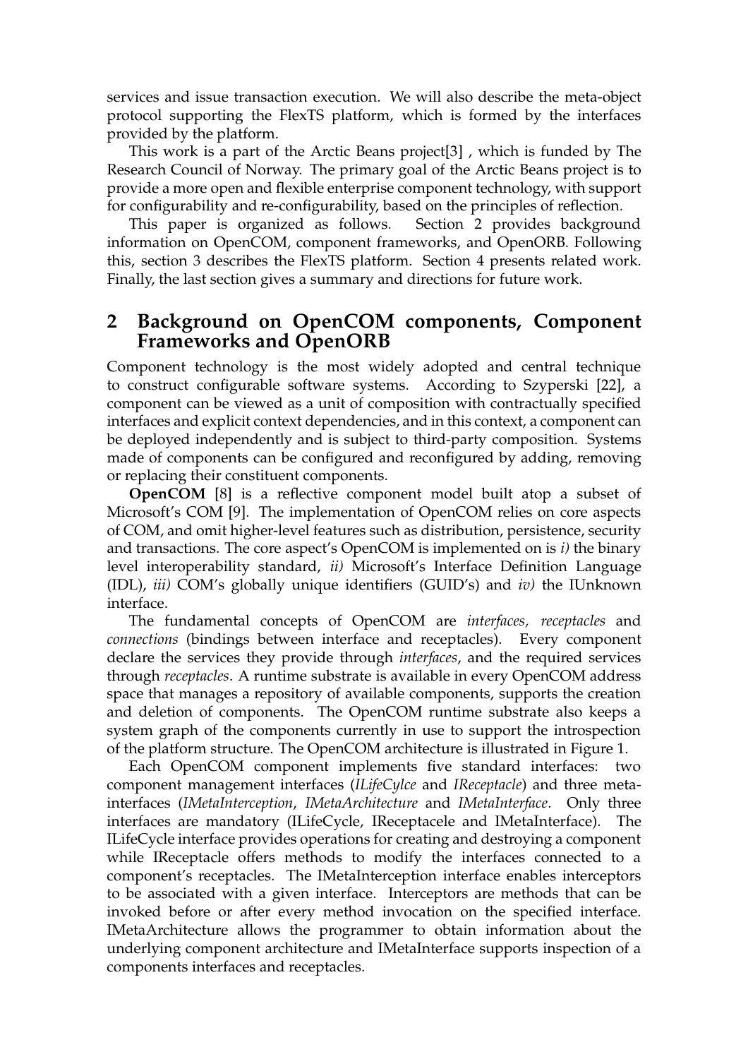services and issue transaction execution. We will also describe the meta-object protocol supporting the FlexTS platform, which is formed by the interfaces provided by the platform.

This work is a part of the Arctic Beans project[3] , which is funded by The Research Council of Norway. The primary goal of the Arctic Beans project is to provide a more open and flexible enterprise component technology, with support for configurability and re-configurability, based on the principles of reflection.

This paper is organized as follows. Section 2 provides background information on OpenCOM, component frameworks, and OpenORB. Following this, section 3 describes the FlexTS platform. Section 4 presents related work. Finally, the last section gives a summary and directions for future work.

## 2 Background on OpenCOM components, Component Frameworks and OpenORB

Component technology is the most widely adopted and central technique to construct configurable software systems. According to Szyperski [22], a component can be viewed as a unit of composition with contractually specified interfaces and explicit context dependencies, and in this context, a component can be deployed independently and is subject to third-party composition. Systems made of components can be configured and reconfigured by adding, removing or replacing their constituent components.

**OpenCOM** [8] is a reflective component model built atop a subset of Microsoft's COM [9]. The implementation of OpenCOM relies on core aspects of COM, and omit higher-level features such as distribution, persistence, security and transactions. The core aspect's OpenCOM is implemented on is *i)* the binary level interoperability standard, *ii)* Microsoft's Interface Definition Language (IDL), *iii)* COM's globally unique identifiers (GUID's) and *iv)* the IUnknown interface.

The fundamental concepts of OpenCOM are *interfaces, receptacles* and *connections* (bindings between interface and receptacles). Every component declare the services they provide through *interfaces*, and the required services through *receptacles*. A runtime substrate is available in every OpenCOM address space that manages a repository of available components, supports the creation and deletion of components. The OpenCOM runtime substrate also keeps a system graph of the components currently in use to support the introspection of the platform structure. The OpenCOM architecture is illustrated in Figure 1.

Each OpenCOM component implements five standard interfaces: two component management interfaces (*ILifeCylce* and *IReceptacle*) and three meta-interfaces (*IMetaInterception*, *IMetaArchitecture* and *IMetaInterface*. Only three interfaces are mandatory (ILifeCycle, IReceptacele and IMetaInterface). The ILifeCycle interface provides operations for creating and destroying a component while IReceptacle offers methods to modify the interfaces connected to a component's receptacles. The IMetaInterception interface enables interceptors to be associated with a given interface. Interceptors are methods that can be invoked before or after every method invocation on the specified interface. IMetaArchitecture allows the programmer to obtain information about the underlying component architecture and IMetaInterface supports inspection of a components interfaces and receptacles.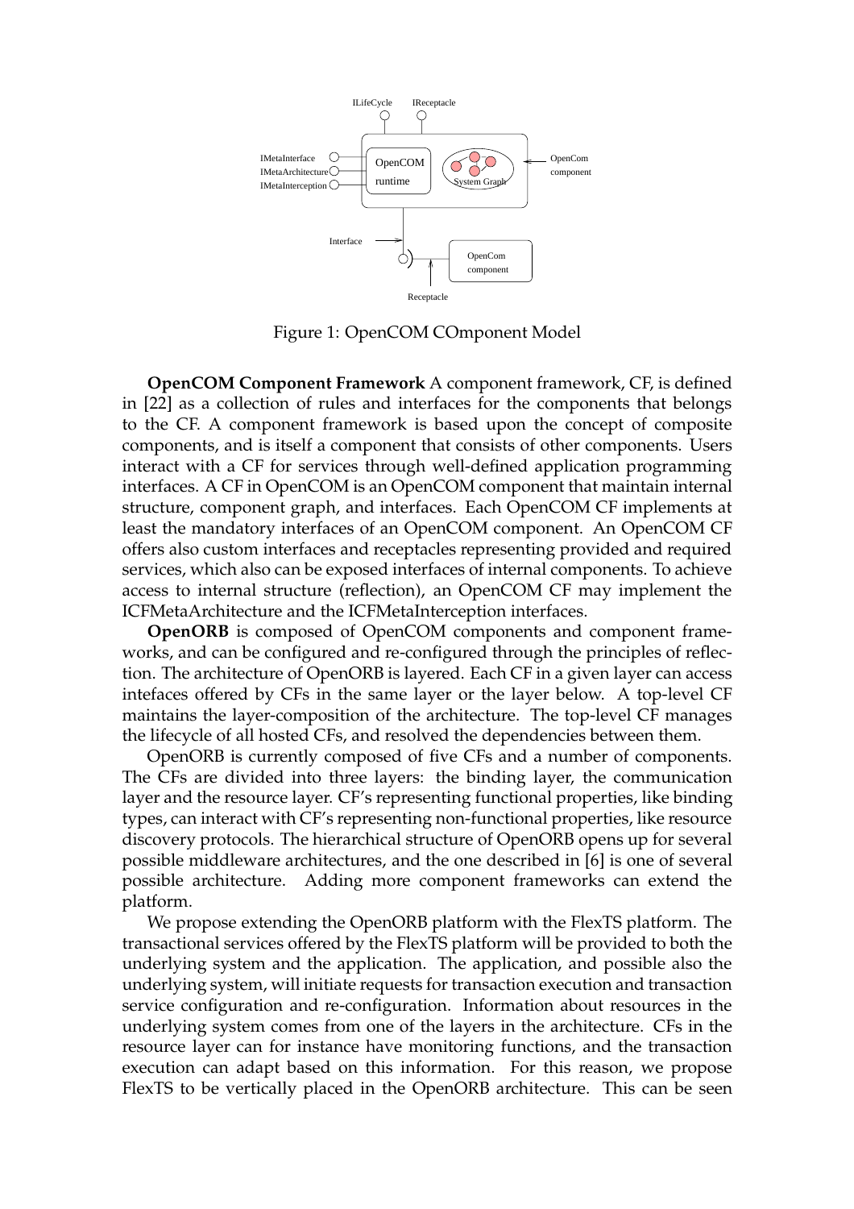Figure 1: OpenCOM COmponent Model

**OpenCOM Component Framework** A component framework, CF, is defined in [22] as a collection of rules and interfaces for the components that belongs to the CF. A component framework is based upon the concept of composite components, and is itself a component that consists of other components. Users interact with a CF for services through well-defined application programming interfaces. A CF in OpenCOM is an OpenCOM component that maintain internal structure, component graph, and interfaces. Each OpenCOM CF implements at least the mandatory interfaces of an OpenCOM component. An OpenCOM CF offers also custom interfaces and receptacles representing provided and required services, which also can be exposed interfaces of internal components. To achieve access to internal structure (reflection), an OpenCOM CF may implement the ICFMetaArchitecture and the ICFMetaInterception interfaces.

**OpenORB** is composed of OpenCOM components and component frameworks, and can be configured and re-configured through the principles of reflection. The architecture of OpenORB is layered. Each CF in a given layer can access intefaces offered by CFs in the same layer or the layer below. A top-level CF maintains the layer-composition of the architecture. The top-level CF manages the lifecycle of all hosted CFs, and resolved the dependencies between them.

OpenORB is currently composed of five CFs and a number of components. The CFs are divided into three layers: the binding layer, the communication layer and the resource layer. CF's representing functional properties, like binding types, can interact with CF's representing non-functional properties, like resource discovery protocols. The hierarchical structure of OpenORB opens up for several possible middleware architectures, and the one described in [6] is one of several possible architecture. Adding more component frameworks can extend the platform.

We propose extending the OpenORB platform with the FlexTS platform. The transactional services offered by the FlexTS platform will be provided to both the underlying system and the application. The application, and possible also the underlying system, will initiate requests for transaction execution and transaction service configuration and re-configuration. Information about resources in the underlying system comes from one of the layers in the architecture. CFs in the resource layer can for instance have monitoring functions, and the transaction execution can adapt based on this information. For this reason, we propose FlexTS to be vertically placed in the OpenORB architecture. This can be seen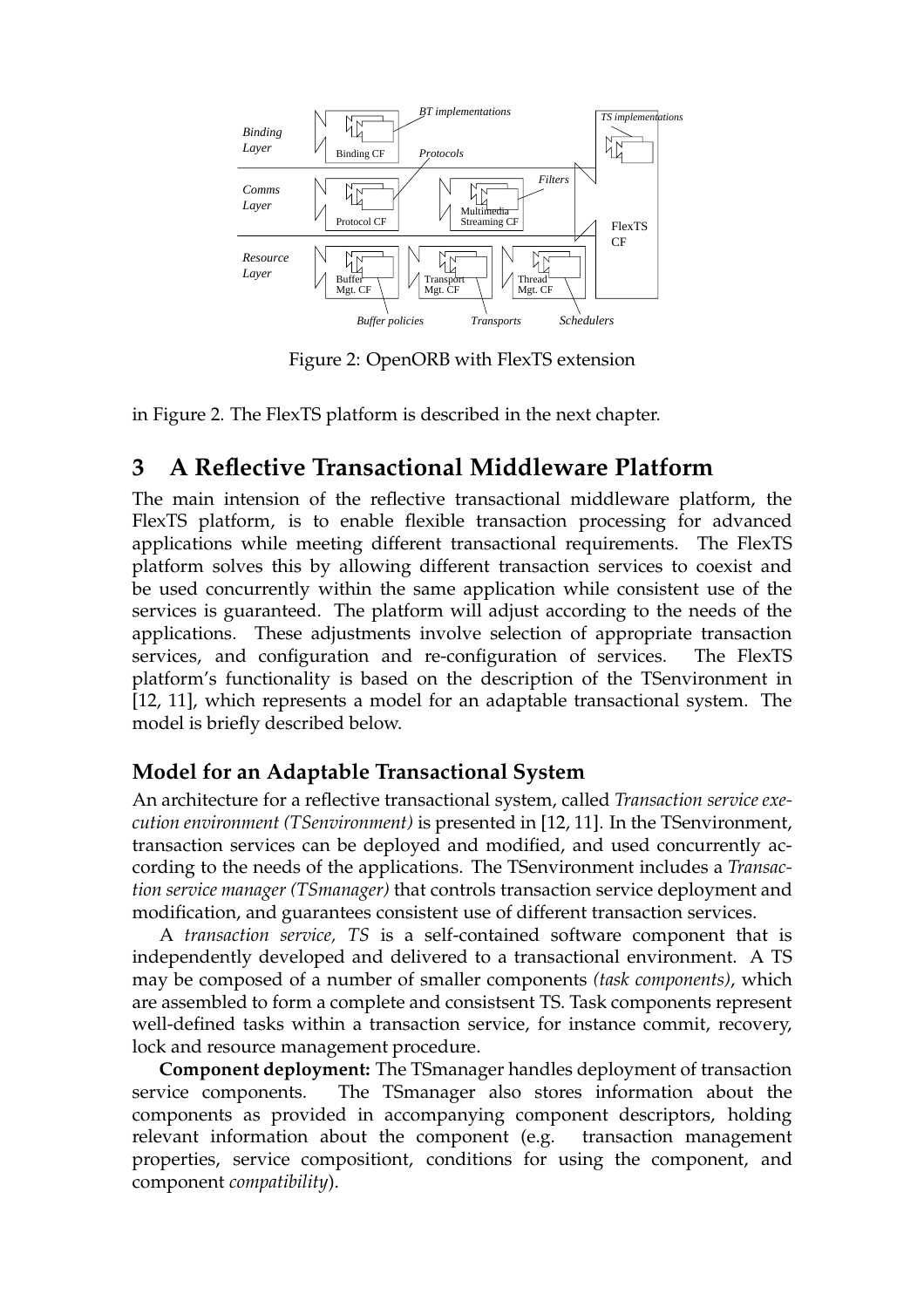Figure 2: OpenORB with FlexTS extension

in Figure 2. The FlexTS platform is described in the next chapter.

# 3 A Reflective Transactional Middleware Platform

The main intension of the reflective transactional middleware platform, the FlexTS platform, is to enable flexible transaction processing for advanced applications while meeting different transactional requirements. The FlexTS platform solves this by allowing different transaction services to coexist and be used concurrently within the same application while consistent use of the services is guaranteed. The platform will adjust according to the needs of the applications. These adjustments involve selection of appropriate transaction services, and configuration and re-configuration of services. The FlexTS platform's functionality is based on the description of the TSenvironment in [12, 11], which represents a model for an adaptable transactional system. The model is briefly described below.

## Model for an Adaptable Transactional System

An architecture for a reflective transactional system, called *Transaction service execution environment (TSenvironment)* is presented in [12, 11]. In the TSenvironment, transaction services can be deployed and modified, and used concurrently according to the needs of the applications. The TSenvironment includes a *Transaction service manager (TSmanager)* that controls transaction service deployment and modification, and guarantees consistent use of different transaction services.

A *transaction service, TS* is a self-contained software component that is independently developed and delivered to a transactional environment. A TS may be composed of a number of smaller components *(task components)*, which are assembled to form a complete and consistsent TS. Task components represent well-defined tasks within a transaction service, for instance commit, recovery, lock and resource management procedure.

**Component deployment:** The TSmanager handles deployment of transaction service components. The TSmanager also stores information about the components as provided in accompanying component descriptors, holding relevant information about the component (e.g. transaction management properties, service compositiont, conditions for using the component, and component *compatibility*).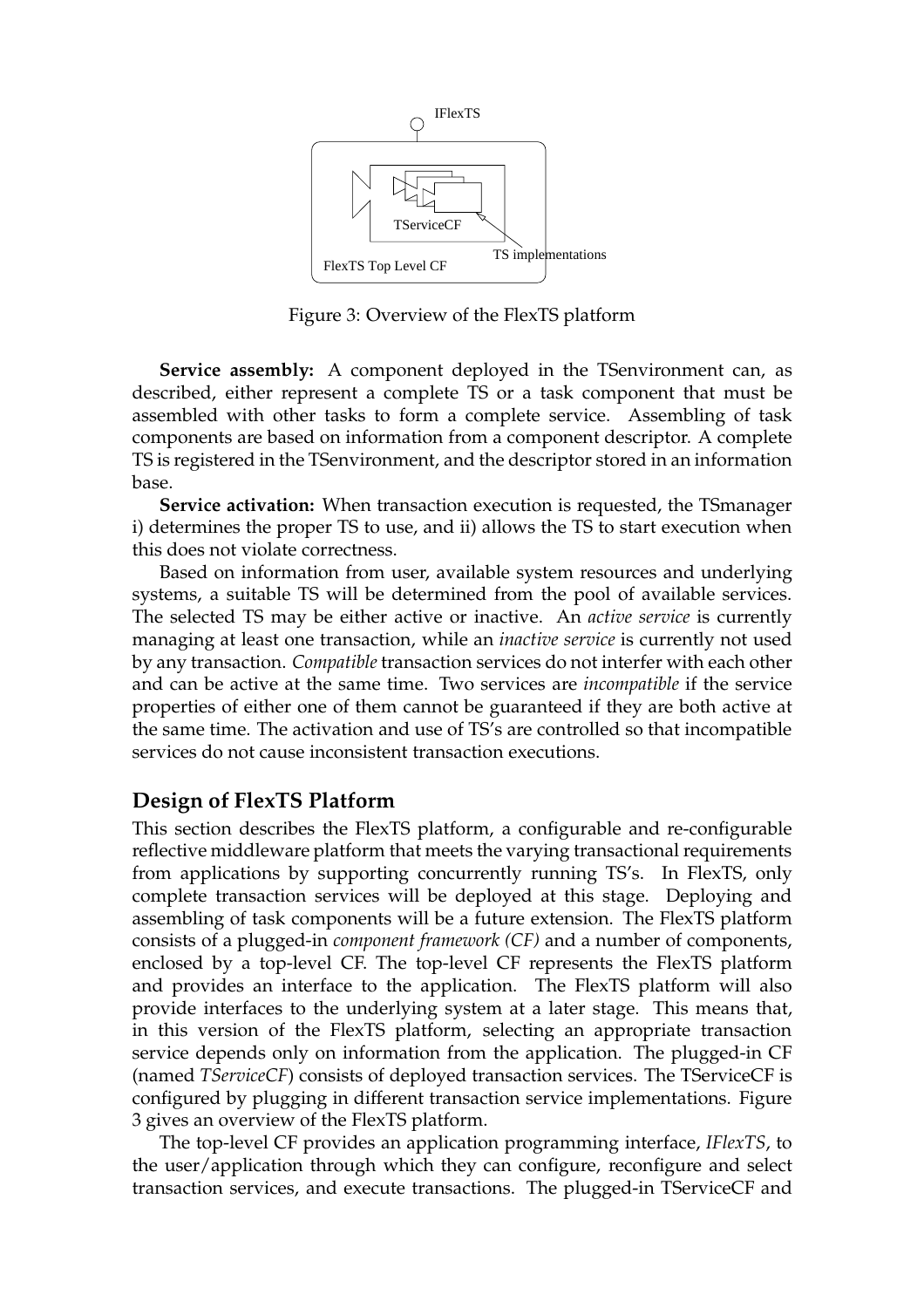Figure 3: Overview of the FlexTS platform

**Service assembly:** A component deployed in the TSenvironment can, as described, either represent a complete TS or a task component that must be assembled with other tasks to form a complete service. Assembling of task components are based on information from a component descriptor. A complete TS is registered in the TSenvironment, and the descriptor stored in an information base.

**Service activation:** When transaction execution is requested, the TSmanager i) determines the proper TS to use, and ii) allows the TS to start execution when this does not violate correctness.

Based on information from user, available system resources and underlying systems, a suitable TS will be determined from the pool of available services. The selected TS may be either active or inactive. An *active service* is currently managing at least one transaction, while an *inactive service* is currently not used by any transaction. *Compatible* transaction services do not interfer with each other and can be active at the same time. Two services are *incompatible* if the service properties of either one of them cannot be guaranteed if they are both active at the same time. The activation and use of TS's are controlled so that incompatible services do not cause inconsistent transaction executions.

## Design of FlexTS Platform

This section describes the FlexTS platform, a configurable and re-configurable reflective middleware platform that meets the varying transactional requirements from applications by supporting concurrently running TS's. In FlexTS, only complete transaction services will be deployed at this stage. Deploying and assembling of task components will be a future extension. The FlexTS platform consists of a plugged-in *component framework (CF)* and a number of components, enclosed by a top-level CF. The top-level CF represents the FlexTS platform and provides an interface to the application. The FlexTS platform will also provide interfaces to the underlying system at a later stage. This means that, in this version of the FlexTS platform, selecting an appropriate transaction service depends only on information from the application. The plugged-in CF (named *TServiceCF*) consists of deployed transaction services. The TServiceCF is configured by plugging in different transaction service implementations. Figure 3 gives an overview of the FlexTS platform.

The top-level CF provides an application programming interface, *IFlexTS*, to the user/application through which they can configure, reconfigure and select transaction services, and execute transactions. The plugged-in TServiceCF and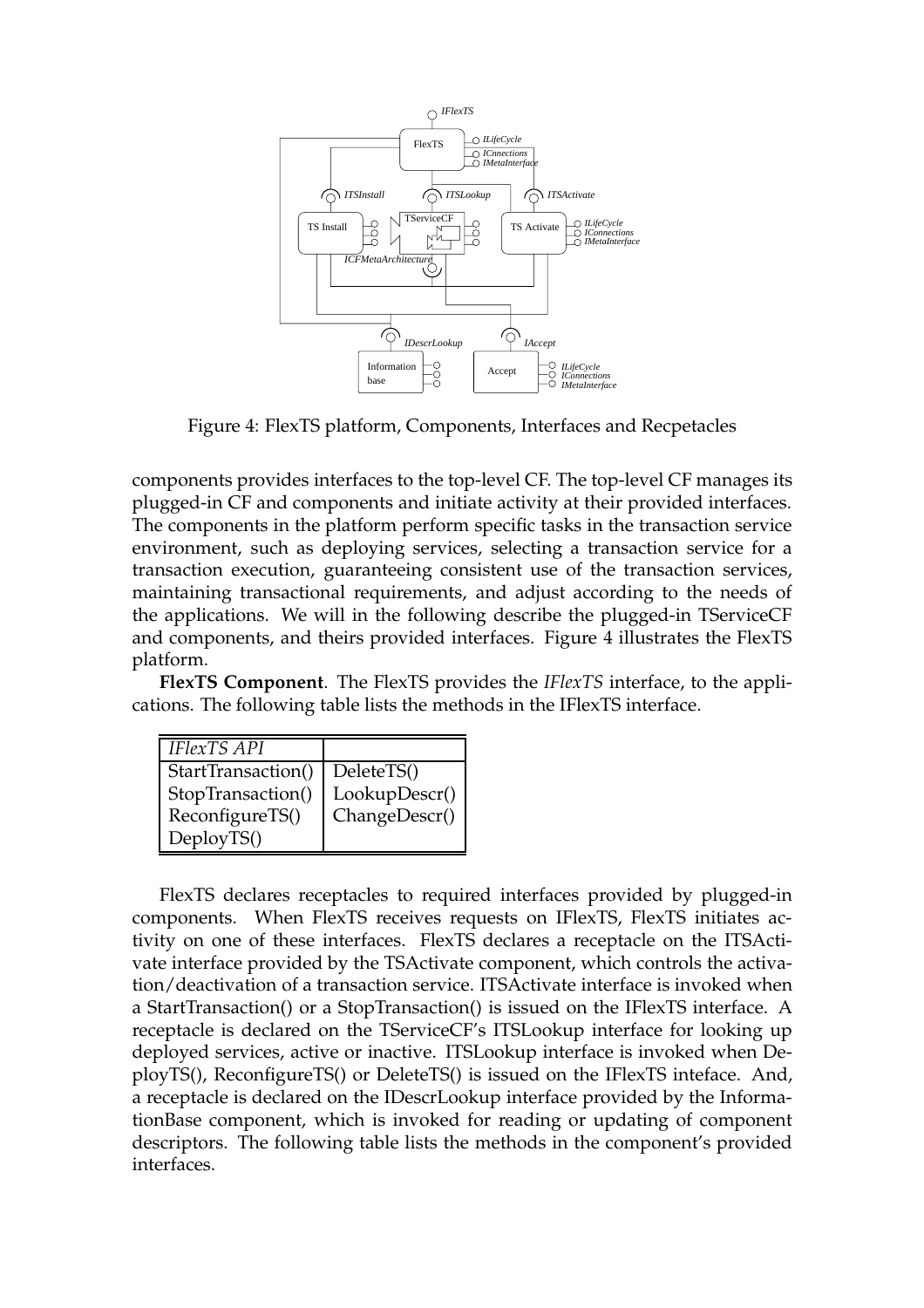Figure 4: FlexTS platform, Components, Interfaces and Recpetacles

components provides interfaces to the top-level CF. The top-level CF manages its plugged-in CF and components and initiate activity at their provided interfaces. The components in the platform perform specific tasks in the transaction service environment, such as deploying services, selecting a transaction service for a transaction execution, guaranteeing consistent use of the transaction services, maintaining transactional requirements, and adjust according to the needs of the applications. We will in the following describe the plugged-in TServiceCF and components, and theirs provided interfaces. Figure 4 illustrates the FlexTS platform.

**FlexTS Component**. The FlexTS provides the *IFlexTS* interface, to the applications. The following table lists the methods in the IFlexTS interface.

| *IFlexTS API* | |
|---|---|
| StartTransaction() | DeleteTS() |
| StopTransaction() | LookupDescr() |
| ReconfigureTS() | ChangeDescr() |
| DeployTS() | |

FlexTS declares receptacles to required interfaces provided by plugged-in components. When FlexTS receives requests on IFlexTS, FlexTS initiates activity on one of these interfaces. FlexTS declares a receptacle on the ITSActivate interface provided by the TSActivate component, which controls the activation/deactivation of a transaction service. ITSActivate interface is invoked when a StartTransaction() or a StopTransaction() is issued on the IFlexTS interface. A receptacle is declared on the TServiceCF's ITSLookup interface for looking up deployed services, active or inactive. ITSLookup interface is invoked when DeployTS(), ReconfigureTS() or DeleteTS() is issued on the IFlexTS inteface. And, a receptacle is declared on the IDescrLookup interface provided by the InformationBase component, which is invoked for reading or updating of component descriptors. The following table lists the methods in the component's provided interfaces.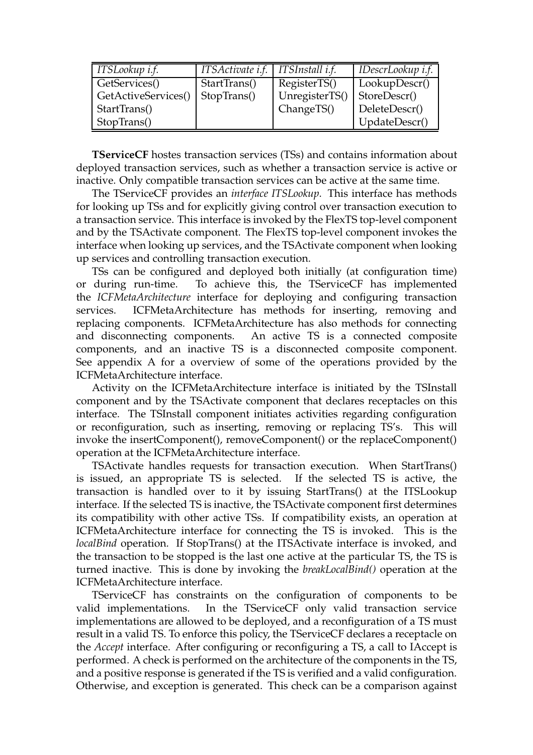| *ITSLookup i.f.* | *ITSActivate i.f.* | *ITSInstall i.f.* | *IDescrLookup i.f.* |
|---|---|---|---|
| GetServices() | StartTrans() | RegisterTS() | LookupDescr() |
| GetActiveServices() | StopTrans() | UnregisterTS() | StoreDescr() |
| StartTrans() | | ChangeTS() | DeleteDescr() |
| StopTrans() | | | UpdateDescr() |

**TServiceCF** hostes transaction services (TSs) and contains information about deployed transaction services, such as whether a transaction service is active or inactive. Only compatible transaction services can be active at the same time.

The TServiceCF provides an *interface ITSLookup*. This interface has methods for looking up TSs and for explicitly giving control over transaction execution to a transaction service. This interface is invoked by the FlexTS top-level component and by the TSActivate component. The FlexTS top-level component invokes the interface when looking up services, and the TSActivate component when looking up services and controlling transaction execution.

TSs can be configured and deployed both initially (at configuration time) or during run-time. To achieve this, the TServiceCF has implemented the *ICFMetaArchitecture* interface for deploying and configuring transaction services. ICFMetaArchitecture has methods for inserting, removing and replacing components. ICFMetaArchitecture has also methods for connecting and disconnecting components. An active TS is a connected composite components, and an inactive TS is a disconnected composite component. See appendix A for a overview of some of the operations provided by the ICFMetaArchitecture interface.

Activity on the ICFMetaArchitecture interface is initiated by the TSInstall component and by the TSActivate component that declares receptacles on this interface. The TSInstall component initiates activities regarding configuration or reconfiguration, such as inserting, removing or replacing TS's. This will invoke the insertComponent(), removeComponent() or the replaceComponent() operation at the ICFMetaArchitecture interface.

TSActivate handles requests for transaction execution. When StartTrans() is issued, an appropriate TS is selected. If the selected TS is active, the transaction is handled over to it by issuing StartTrans() at the ITSLookup interface. If the selected TS is inactive, the TSActivate component first determines its compatibility with other active TSs. If compatibility exists, an operation at ICFMetaArchitecture interface for connecting the TS is invoked. This is the *localBind* operation. If StopTrans() at the ITSActivate interface is invoked, and the transaction to be stopped is the last one active at the particular TS, the TS is turned inactive. This is done by invoking the *breakLocalBind()* operation at the ICFMetaArchitecture interface.

TServiceCF has constraints on the configuration of components to be valid implementations. In the TServiceCF only valid transaction service implementations are allowed to be deployed, and a reconfiguration of a TS must result in a valid TS. To enforce this policy, the TServiceCF declares a receptacle on the *Accept* interface. After configuring or reconfiguring a TS, a call to IAccept is performed. A check is performed on the architecture of the components in the TS, and a positive response is generated if the TS is verified and a valid configuration. Otherwise, and exception is generated. This check can be a comparison against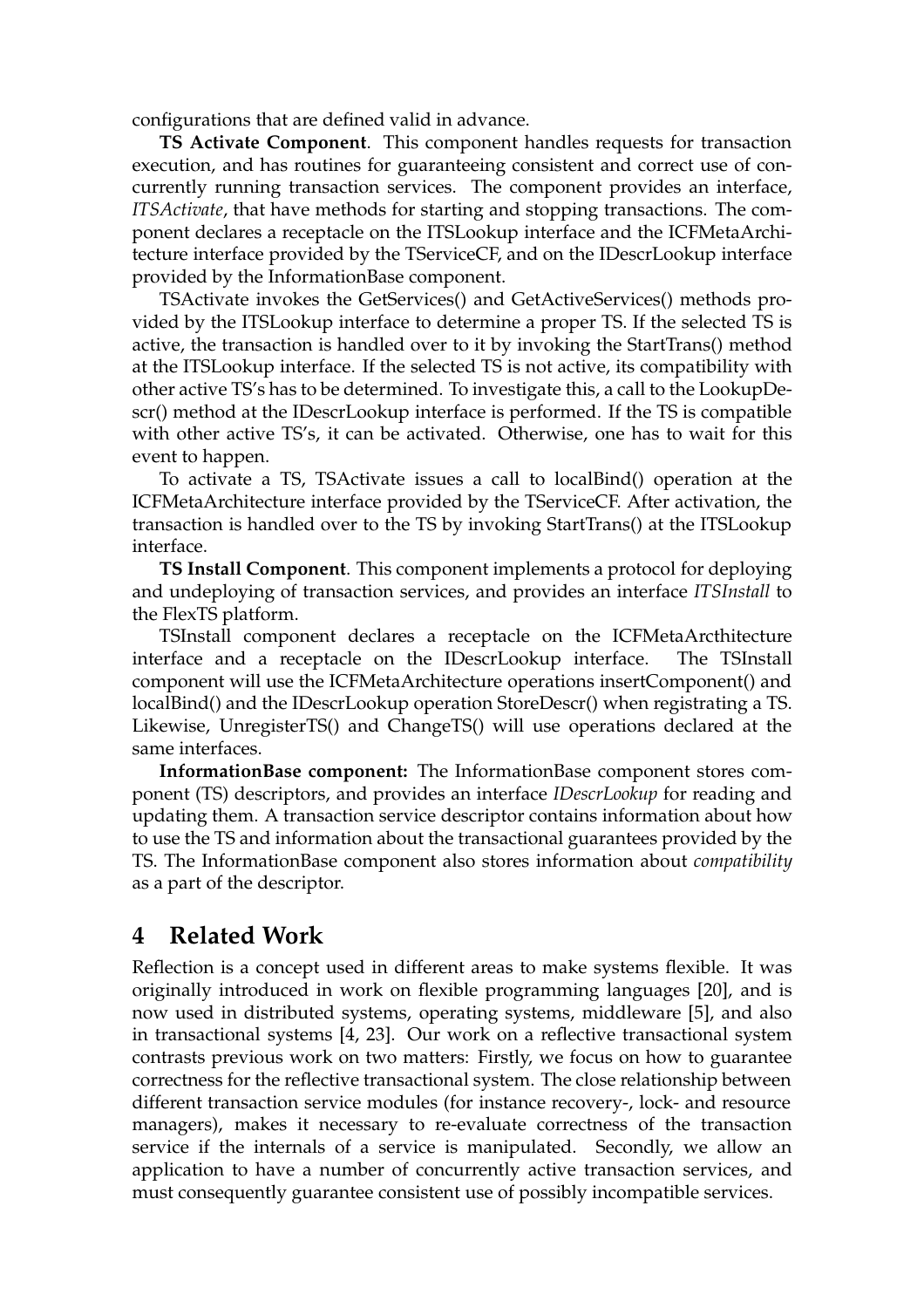configurations that are defined valid in advance.

**TS Activate Component**. This component handles requests for transaction execution, and has routines for guaranteeing consistent and correct use of concurrently running transaction services. The component provides an interface, *ITSActivate*, that have methods for starting and stopping transactions. The component declares a receptacle on the ITSLookup interface and the ICFMetaArchitecture interface provided by the TServiceCF, and on the IDescrLookup interface provided by the InformationBase component.

TSActivate invokes the GetServices() and GetActiveServices() methods provided by the ITSLookup interface to determine a proper TS. If the selected TS is active, the transaction is handled over to it by invoking the StartTrans() method at the ITSLookup interface. If the selected TS is not active, its compatibility with other active TS's has to be determined. To investigate this, a call to the LookupDescr() method at the IDescrLookup interface is performed. If the TS is compatible with other active TS's, it can be activated. Otherwise, one has to wait for this event to happen.

To activate a TS, TSActivate issues a call to localBind() operation at the ICFMetaArchitecture interface provided by the TServiceCF. After activation, the transaction is handled over to the TS by invoking StartTrans() at the ITSLookup interface.

**TS Install Component**. This component implements a protocol for deploying and undeploying of transaction services, and provides an interface *ITSInstall* to the FlexTS platform.

TSInstall component declares a receptacle on the ICFMetaArcthitecture interface and a receptacle on the IDescrLookup interface. The TSInstall component will use the ICFMetaArchitecture operations insertComponent() and localBind() and the IDescrLookup operation StoreDescr() when registrating a TS. Likewise, UnregisterTS() and ChangeTS() will use operations declared at the same interfaces.

**InformationBase component:** The InformationBase component stores component (TS) descriptors, and provides an interface *IDescrLookup* for reading and updating them. A transaction service descriptor contains information about how to use the TS and information about the transactional guarantees provided by the TS. The InformationBase component also stores information about *compatibility* as a part of the descriptor.

# 4 Related Work

Reflection is a concept used in different areas to make systems flexible. It was originally introduced in work on flexible programming languages [20], and is now used in distributed systems, operating systems, middleware [5], and also in transactional systems [4, 23]. Our work on a reflective transactional system contrasts previous work on two matters: Firstly, we focus on how to guarantee correctness for the reflective transactional system. The close relationship between different transaction service modules (for instance recovery-, lock- and resource managers), makes it necessary to re-evaluate correctness of the transaction service if the internals of a service is manipulated. Secondly, we allow an application to have a number of concurrently active transaction services, and must consequently guarantee consistent use of possibly incompatible services.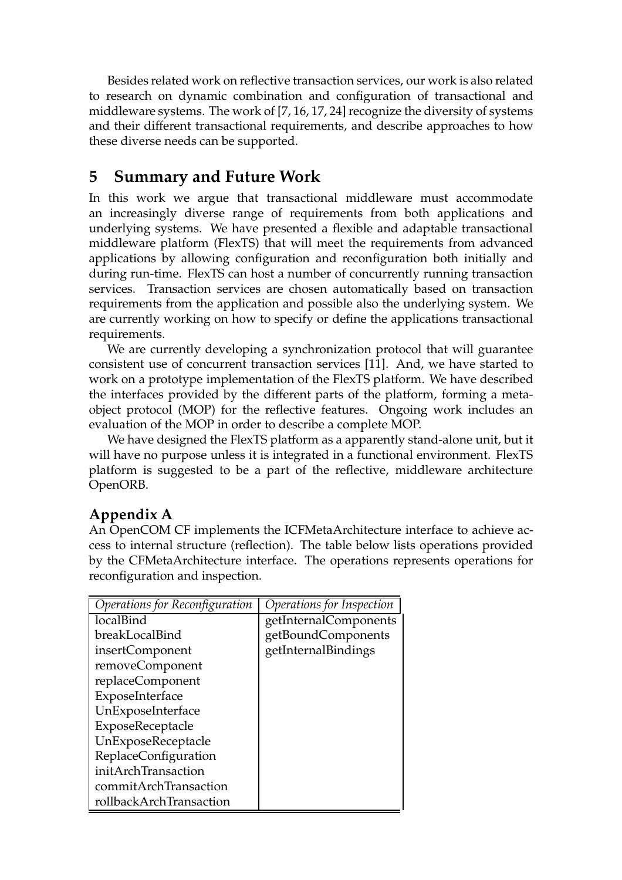Besides related work on reflective transaction services, our work is also related to research on dynamic combination and configuration of transactional and middleware systems. The work of [7, 16, 17, 24] recognize the diversity of systems and their different transactional requirements, and describe approaches to how these diverse needs can be supported.

## 5 Summary and Future Work

In this work we argue that transactional middleware must accommodate an increasingly diverse range of requirements from both applications and underlying systems. We have presented a flexible and adaptable transactional middleware platform (FlexTS) that will meet the requirements from advanced applications by allowing configuration and reconfiguration both initially and during run-time. FlexTS can host a number of concurrently running transaction services. Transaction services are chosen automatically based on transaction requirements from the application and possible also the underlying system. We are currently working on how to specify or define the applications transactional requirements.

We are currently developing a synchronization protocol that will guarantee consistent use of concurrent transaction services [11]. And, we have started to work on a prototype implementation of the FlexTS platform. We have described the interfaces provided by the different parts of the platform, forming a meta-object protocol (MOP) for the reflective features. Ongoing work includes an evaluation of the MOP in order to describe a complete MOP.

We have designed the FlexTS platform as a apparently stand-alone unit, but it will have no purpose unless it is integrated in a functional environment. FlexTS platform is suggested to be a part of the reflective, middleware architecture OpenORB.

## Appendix A

An OpenCOM CF implements the ICFMetaArchitecture interface to achieve access to internal structure (reflection). The table below lists operations provided by the CFMetaArchitecture interface. The operations represents operations for reconfiguration and inspection.

| *Operations for Reconfiguration* | *Operations for Inspection* |
|---|---|
| localBind | getInternalComponents |
| breakLocalBind | getBoundComponents |
| insertComponent | getInternalBindings |
| removeComponent | |
| replaceComponent | |
| ExposeInterface | |
| UnExposeInterface | |
| ExposeReceptacle | |
| UnExposeReceptacle | |
| ReplaceConfiguration | |
| initArchTransaction | |
| commitArchTransaction | |
| rollbackArchTransaction | |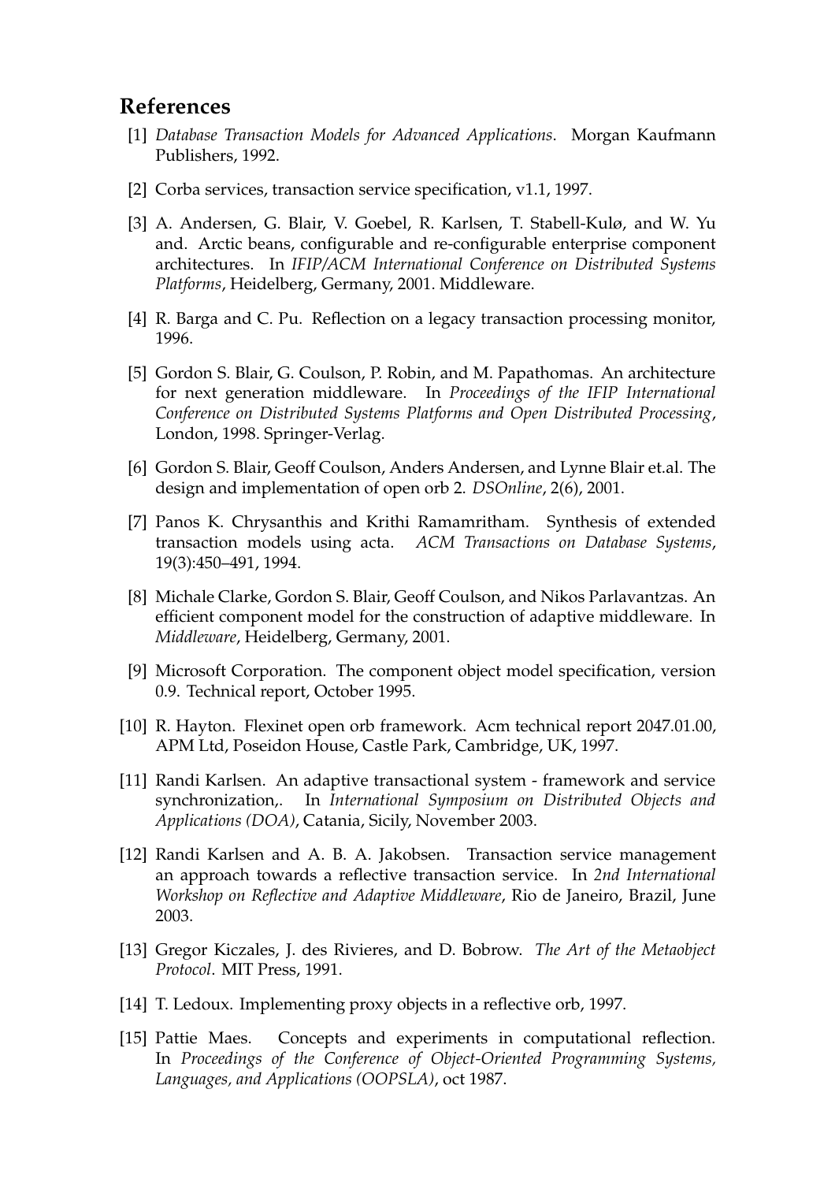## References

[1] *Database Transaction Models for Advanced Applications*. Morgan Kaufmann Publishers, 1992.

[2] Corba services, transaction service specification, v1.1, 1997.

[3] A. Andersen, G. Blair, V. Goebel, R. Karlsen, T. Stabell-Kulø, and W. Yu and. Arctic beans, configurable and re-configurable enterprise component architectures. In *IFIP/ACM International Conference on Distributed Systems Platforms*, Heidelberg, Germany, 2001. Middleware.

[4] R. Barga and C. Pu. Reflection on a legacy transaction processing monitor, 1996.

[5] Gordon S. Blair, G. Coulson, P. Robin, and M. Papathomas. An architecture for next generation middleware. In *Proceedings of the IFIP International Conference on Distributed Systems Platforms and Open Distributed Processing*, London, 1998. Springer-Verlag.

[6] Gordon S. Blair, Geoff Coulson, Anders Andersen, and Lynne Blair et.al. The design and implementation of open orb 2. *DSOnline*, 2(6), 2001.

[7] Panos K. Chrysanthis and Krithi Ramamritham. Synthesis of extended transaction models using acta. *ACM Transactions on Database Systems*, 19(3):450–491, 1994.

[8] Michale Clarke, Gordon S. Blair, Geoff Coulson, and Nikos Parlavantzas. An efficient component model for the construction of adaptive middleware. In *Middleware*, Heidelberg, Germany, 2001.

[9] Microsoft Corporation. The component object model specification, version 0.9. Technical report, October 1995.

[10] R. Hayton. Flexinet open orb framework. Acm technical report 2047.01.00, APM Ltd, Poseidon House, Castle Park, Cambridge, UK, 1997.

[11] Randi Karlsen. An adaptive transactional system - framework and service synchronization,. In *International Symposium on Distributed Objects and Applications (DOA)*, Catania, Sicily, November 2003.

[12] Randi Karlsen and A. B. A. Jakobsen. Transaction service management an approach towards a reflective transaction service. In *2nd International Workshop on Reflective and Adaptive Middleware*, Rio de Janeiro, Brazil, June 2003.

[13] Gregor Kiczales, J. des Rivieres, and D. Bobrow. *The Art of the Metaobject Protocol*. MIT Press, 1991.

[14] T. Ledoux. Implementing proxy objects in a reflective orb, 1997.

[15] Pattie Maes. Concepts and experiments in computational reflection. In *Proceedings of the Conference of Object-Oriented Programming Systems, Languages, and Applications (OOPSLA)*, oct 1987.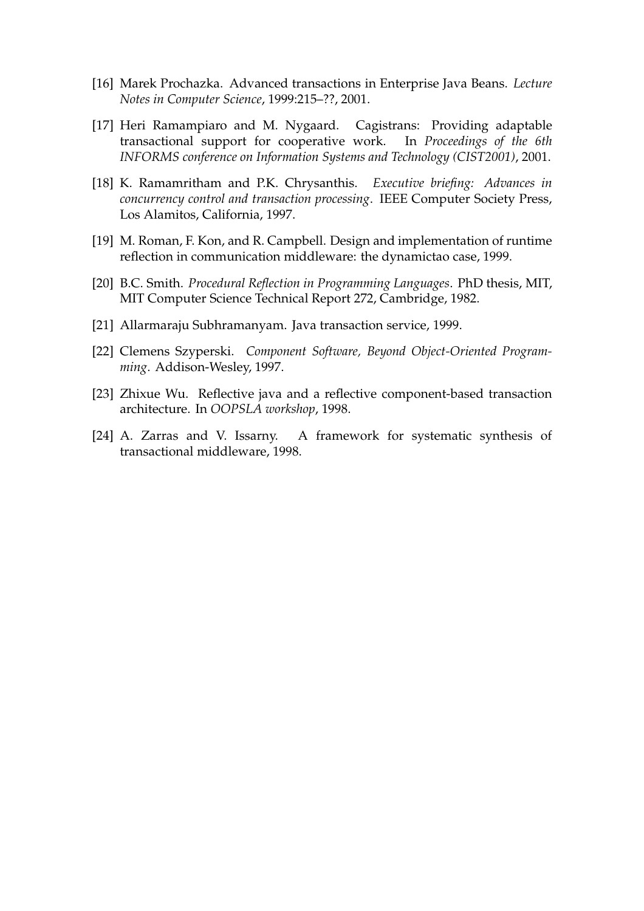[16] Marek Prochazka. Advanced transactions in Enterprise Java Beans. *Lecture Notes in Computer Science*, 1999:215–??, 2001.

[17] Heri Ramampiaro and M. Nygaard. Cagistrans: Providing adaptable transactional support for cooperative work. In *Proceedings of the 6th INFORMS conference on Information Systems and Technology (CIST2001)*, 2001.

[18] K. Ramamritham and P.K. Chrysanthis. *Executive briefing: Advances in concurrency control and transaction processing*. IEEE Computer Society Press, Los Alamitos, California, 1997.

[19] M. Roman, F. Kon, and R. Campbell. Design and implementation of runtime reflection in communication middleware: the dynamictao case, 1999.

[20] B.C. Smith. *Procedural Reflection in Programming Languages*. PhD thesis, MIT, MIT Computer Science Technical Report 272, Cambridge, 1982.

[21] Allarmaraju Subhramanyam. Java transaction service, 1999.

[22] Clemens Szyperski. *Component Software, Beyond Object-Oriented Programming*. Addison-Wesley, 1997.

[23] Zhixue Wu. Reflective java and a reflective component-based transaction architecture. In *OOPSLA workshop*, 1998.

[24] A. Zarras and V. Issarny. A framework for systematic synthesis of transactional middleware, 1998.